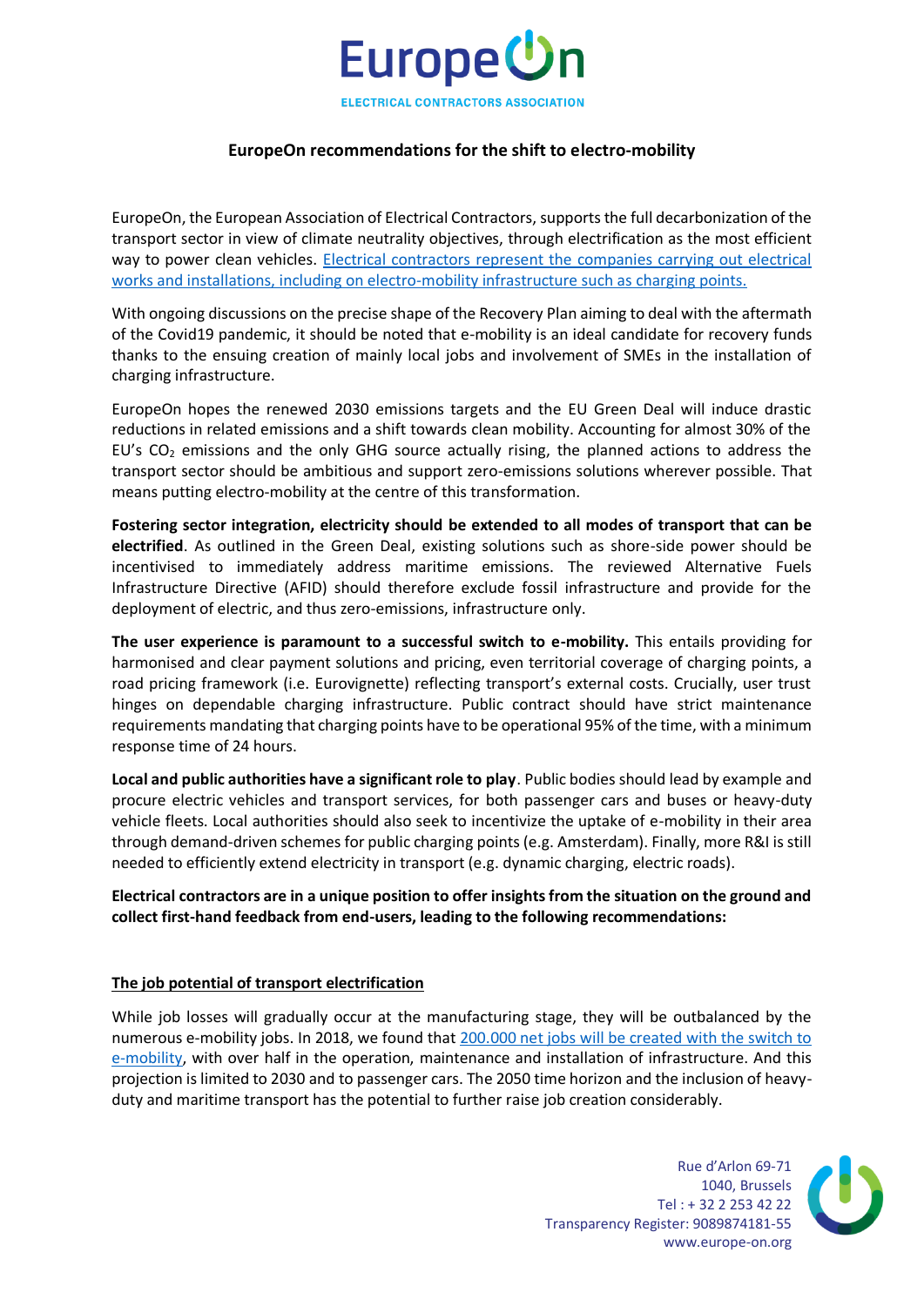# EuropeOn recommendations for the shift to electro-mobility

EuropeOn, the European Association of Electrical Contractors, supports the full decarbonization of the transport sector in view of climate neutrality objectives, through electrification as the most efficient way to power clean vehicles. Electrical contractors represent the companies carrying out electrical works and installations, including on electro-mobility infrastructure such as charging points.

With ongoing discussions on the precise shape of the Recovery Plan aiming to deal with the aftermath of the Covid19 pandemic, it should be noted that e-mobility is an ideal candidate for recovery funds thanks to the ensuing creation of mainly local jobs and involvement of SMEs in the installation of charging infrastructure.

EuropeOn hopes the renewed 2030 emissions targets and the EU Green Deal will induce drastic reductions in related emissions and a shift towards clean mobility. Accounting for almost 30% of the EU's $CO_2$ emissions and the only GHG source actually rising, the planned actions to address the transport sector should be ambitious and support zero-emissions solutions wherever possible. That means putting electro-mobility at the centre of this transformation.

**Fostering sector integration, electricity should be extended to all modes of transport that can be electrified**. As outlined in the Green Deal, existing solutions such as shore-side power should be incentivised to immediately address maritime emissions. The reviewed Alternative Fuels Infrastructure Directive (AFID) should therefore exclude fossil infrastructure and provide for the deployment of electric, and thus zero-emissions, infrastructure only.

**The user experience is paramount to a successful switch to e-mobility.** This entails providing for harmonised and clear payment solutions and pricing, even territorial coverage of charging points, a road pricing framework (i.e. Eurovignette) reflecting transport's external costs. Crucially, user trust hinges on dependable charging infrastructure. Public contract should have strict maintenance requirements mandating that charging points have to be operational 95% of the time, with a minimum response time of 24 hours.

**Local and public authorities have a significant role to play**. Public bodies should lead by example and procure electric vehicles and transport services, for both passenger cars and buses or heavy-duty vehicle fleets. Local authorities should also seek to incentivize the uptake of e-mobility in their area through demand-driven schemes for public charging points (e.g. Amsterdam). Finally, more R&I is still needed to efficiently extend electricity in transport (e.g. dynamic charging, electric roads).

**Electrical contractors are in a unique position to offer insights from the situation on the ground and collect first-hand feedback from end-users, leading to the following recommendations:**

## The job potential of transport electrification

While job losses will gradually occur at the manufacturing stage, they will be outbalanced by the numerous e-mobility jobs. In 2018, we found that 200.000 net jobs will be created with the switch to e-mobility, with over half in the operation, maintenance and installation of infrastructure. And this projection is limited to 2030 and to passenger cars. The 2050 time horizon and the inclusion of heavy-duty and maritime transport has the potential to further raise job creation considerably.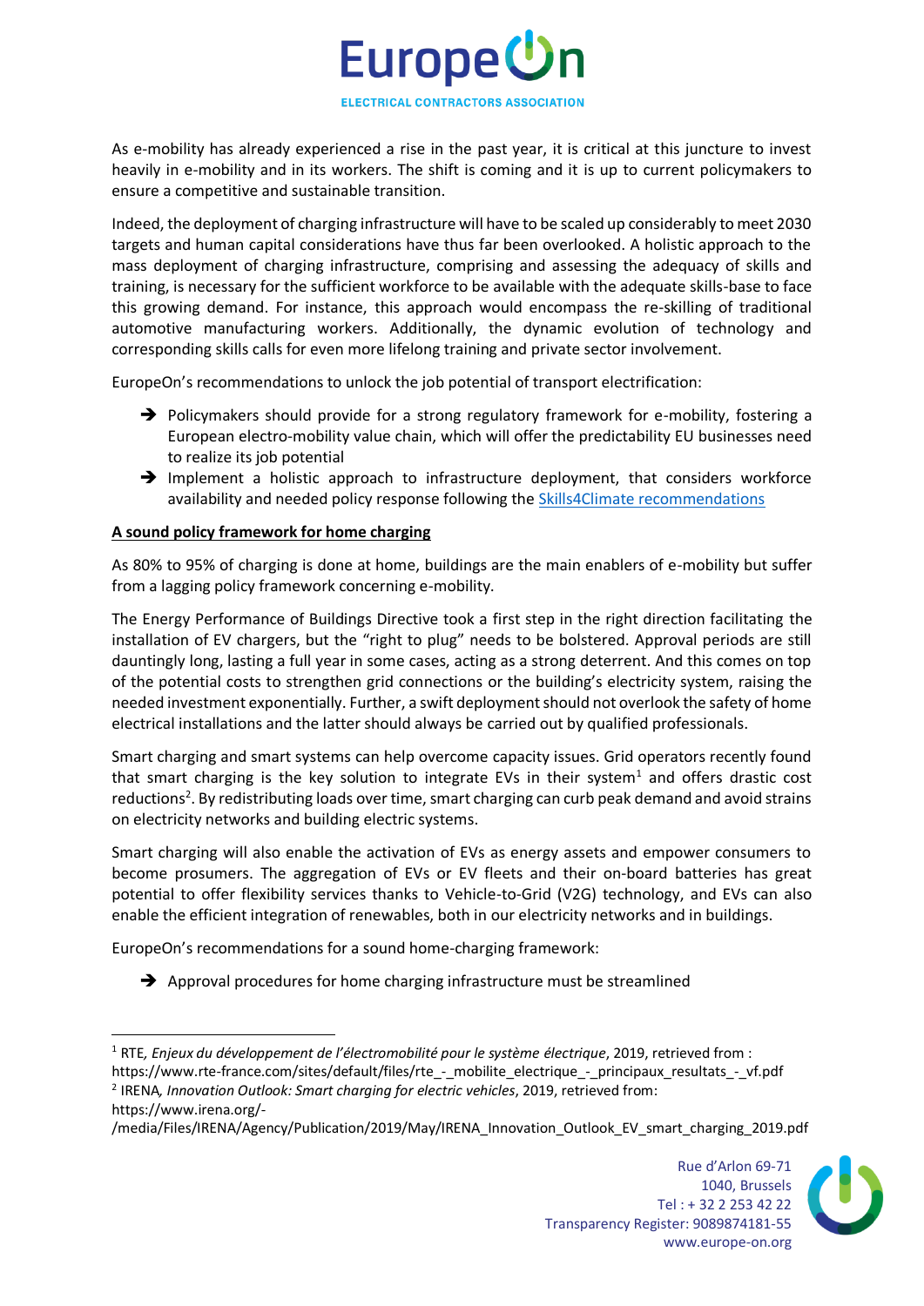As e-mobility has already experienced a rise in the past year, it is critical at this juncture to invest heavily in e-mobility and in its workers. The shift is coming and it is up to current policymakers to ensure a competitive and sustainable transition.

Indeed, the deployment of charging infrastructure will have to be scaled up considerably to meet 2030 targets and human capital considerations have thus far been overlooked. A holistic approach to the mass deployment of charging infrastructure, comprising and assessing the adequacy of skills and training, is necessary for the sufficient workforce to be available with the adequate skills-base to face this growing demand. For instance, this approach would encompass the re-skilling of traditional automotive manufacturing workers. Additionally, the dynamic evolution of technology and corresponding skills calls for even more lifelong training and private sector involvement.

EuropeOn's recommendations to unlock the job potential of transport electrification:

- ➔ Policymakers should provide for a strong regulatory framework for e-mobility, fostering a European electro-mobility value chain, which will offer the predictability EU businesses need to realize its job potential
- ➔ Implement a holistic approach to infrastructure deployment, that considers workforce availability and needed policy response following the Skills4Climate recommendations

**A sound policy framework for home charging**

As 80% to 95% of charging is done at home, buildings are the main enablers of e-mobility but suffer from a lagging policy framework concerning e-mobility.

The Energy Performance of Buildings Directive took a first step in the right direction facilitating the installation of EV chargers, but the "right to plug" needs to be bolstered. Approval periods are still dauntingly long, lasting a full year in some cases, acting as a strong deterrent. And this comes on top of the potential costs to strengthen grid connections or the building's electricity system, raising the needed investment exponentially. Further, a swift deployment should not overlook the safety of home electrical installations and the latter should always be carried out by qualified professionals.

Smart charging and smart systems can help overcome capacity issues. Grid operators recently found that smart charging is the key solution to integrate EVs in their system[1] and offers drastic cost reductions[2]. By redistributing loads over time, smart charging can curb peak demand and avoid strains on electricity networks and building electric systems.

Smart charging will also enable the activation of EVs as energy assets and empower consumers to become prosumers. The aggregation of EVs or EV fleets and their on-board batteries has great potential to offer flexibility services thanks to Vehicle-to-Grid (V2G) technology, and EVs can also enable the efficient integration of renewables, both in our electricity networks and in buildings.

EuropeOn's recommendations for a sound home-charging framework:

- ➔ Approval procedures for home charging infrastructure must be streamlined

---

[1] RTE, *Enjeux du développement de l'électromobilité pour le système électrique*, 2019, retrieved from : https://www.rte-france.com/sites/default/files/rte_-_mobilite_electrique_-_principaux_resultats_-_vf.pdf

[2] IRENA, *Innovation Outlook: Smart charging for electric vehicles*, 2019, retrieved from: https://www.irena.org/-/media/Files/IRENA/Agency/Publication/2019/May/IRENA_Innovation_Outlook_EV_smart_charging_2019.pdf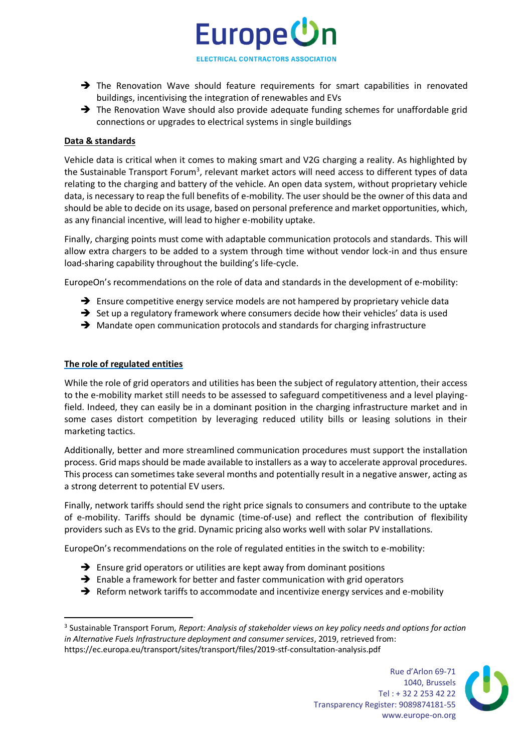- The Renovation Wave should feature requirements for smart capabilities in renovated buildings, incentivising the integration of renewables and EVs
- The Renovation Wave should also provide adequate funding schemes for unaffordable grid connections or upgrades to electrical systems in single buildings

**Data & standards**

Vehicle data is critical when it comes to making smart and V2G charging a reality. As highlighted by the Sustainable Transport Forum[3], relevant market actors will need access to different types of data relating to the charging and battery of the vehicle. An open data system, without proprietary vehicle data, is necessary to reap the full benefits of e-mobility. The user should be the owner of this data and should be able to decide on its usage, based on personal preference and market opportunities, which, as any financial incentive, will lead to higher e-mobility uptake.

Finally, charging points must come with adaptable communication protocols and standards. This will allow extra chargers to be added to a system through time without vendor lock-in and thus ensure load-sharing capability throughout the building's life-cycle.

EuropeOn's recommendations on the role of data and standards in the development of e-mobility:

- Ensure competitive energy service models are not hampered by proprietary vehicle data
- Set up a regulatory framework where consumers decide how their vehicles' data is used
- Mandate open communication protocols and standards for charging infrastructure

**The role of regulated entities**

While the role of grid operators and utilities has been the subject of regulatory attention, their access to the e-mobility market still needs to be assessed to safeguard competitiveness and a level playing-field. Indeed, they can easily be in a dominant position in the charging infrastructure market and in some cases distort competition by leveraging reduced utility bills or leasing solutions in their marketing tactics.

Additionally, better and more streamlined communication procedures must support the installation process. Grid maps should be made available to installers as a way to accelerate approval procedures. This process can sometimes take several months and potentially result in a negative answer, acting as a strong deterrent to potential EV users.

Finally, network tariffs should send the right price signals to consumers and contribute to the uptake of e-mobility. Tariffs should be dynamic (time-of-use) and reflect the contribution of flexibility providers such as EVs to the grid. Dynamic pricing also works well with solar PV installations.

EuropeOn's recommendations on the role of regulated entities in the switch to e-mobility:

- Ensure grid operators or utilities are kept away from dominant positions
- Enable a framework for better and faster communication with grid operators
- Reform network tariffs to accommodate and incentivize energy services and e-mobility

---

[3] Sustainable Transport Forum, *Report: Analysis of stakeholder views on key policy needs and options for action in Alternative Fuels Infrastructure deployment and consumer services*, 2019, retrieved from: https://ec.europa.eu/transport/sites/transport/files/2019-stf-consultation-analysis.pdf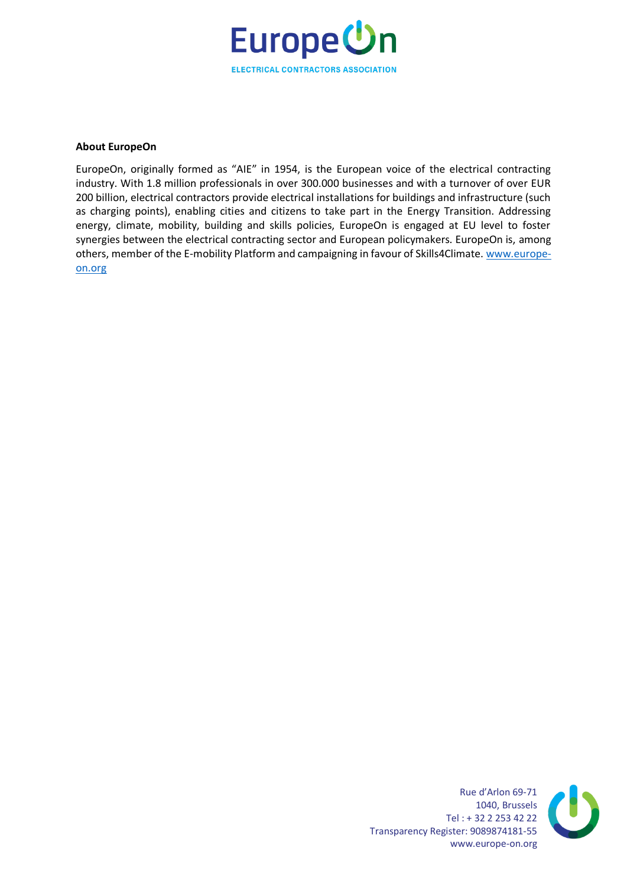**About EuropeOn**

EuropeOn, originally formed as "AIE" in 1954, is the European voice of the electrical contracting industry. With 1.8 million professionals in over 300.000 businesses and with a turnover of over EUR 200 billion, electrical contractors provide electrical installations for buildings and infrastructure (such as charging points), enabling cities and citizens to take part in the Energy Transition. Addressing energy, climate, mobility, building and skills policies, EuropeOn is engaged at EU level to foster synergies between the electrical contracting sector and European policymakers. EuropeOn is, among others, member of the E-mobility Platform and campaigning in favour of Skills4Climate. www.europe-on.org

Rue d'Arlon 69-71
1040, Brussels
Tel : + 32 2 253 42 22
Transparency Register: 9089874181-55
www.europe-on.org